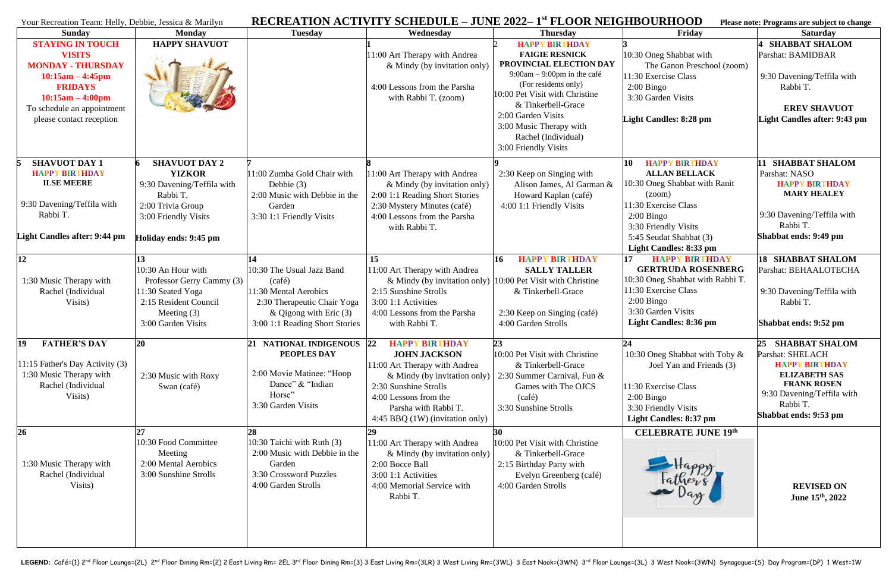Your Recreation Team: Helly, Debbie, Jessica & Marilyn

# RECREATION ACTIVITY SCHEDULE – JUNE 2022– 1st FLOOR NEIGHBOURHOOD

Please note: Programs are subject to change

| Sunday | Monday | Tuesday | Wednesday | Thursday | Friday | Saturday |
|---|---|---|---|---|---|---|
| **STAYING IN TOUCH VISITS** **MONDAY - THURSDAY 10:15am – 4:45pm** **FRIDAYS 10:15am – 4:00pm** To schedule an appointment please contact reception | **HAPPY SHAVUOT** | | 1<br>11:00 Art Therapy with Andrea & Mindy (by invitation only)<br>4:00 Lessons from the Parsha with Rabbi T. (zoom) | 2 **HAPPY BIRTHDAY FAIGIE RESNICK**<br>**PROVINCIAL ELECTION DAY**<br>9:00am – 9:00pm in the café (For residents only)<br>10:00 Pet Visit with Christine & Tinkerbell-Grace<br>2:00 Garden Visits<br>3:00 Music Therapy with Rachel (Individual)<br>3:00 Friendly Visits | 3<br>10:30 Oneg Shabbat with The Ganon Preschool (zoom)<br>11:30 Exercise Class<br>2:00 Bingo<br>3:30 Garden Visits<br>**Light Candles: 8:28 pm** | 4 **SHABBAT SHALOM**<br>Parshat: BAMIDBAR<br>9:30 Davening/Teffila with Rabbi T.<br>**EREV SHAVUOT**<br>**Light Candles after: 9:43 pm** |
| 5 **SHAVUOT DAY 1**<br>**HAPPY BIRTHDAY ILSE MEERE**<br>9:30 Davening/Teffila with Rabbi T.<br>**Light Candles after: 9:44 pm** | 6 **SHAVUOT DAY 2**<br>**YIZKOR**<br>9:30 Davening/Teffila with Rabbi T.<br>2:00 Trivia Group<br>3:00 Friendly Visits<br>**Holiday ends: 9:45 pm** | 7<br>11:00 Zumba Gold Chair with Debbie (3)<br>2:00 Music with Debbie in the Garden<br>3:30 1:1 Friendly Visits | 8<br>11:00 Art Therapy with Andrea & Mindy (by invitation only)<br>2:00 1:1 Reading Short Stories<br>2:30 Mystery Minutes (café)<br>4:00 Lessons from the Parsha with Rabbi T. | 9<br>2:30 Keep on Singing with Alison James, Al Garman & Howard Kaplan (café)<br>4:00 1:1 Friendly Visits | 10 **HAPPY BIRTHDAY ALLAN BELLACK**<br>10:30 Oneg Shabbat with Ranit (zoom)<br>11:30 Exercise Class<br>2:00 Bingo<br>3:30 Friendly Visits<br>5:45 Seudat Shabbat (3)<br>**Light Candles: 8:33 pm** | 11 **SHABBAT SHALOM**<br>Parshat: NASO<br>**HAPPY BIRTHDAY MARY HEALEY**<br>9:30 Davening/Teffila with Rabbi T.<br>**Shabbat ends: 9:49 pm** |
| 12<br>1:30 Music Therapy with Rachel (Individual Visits) | 13<br>10:30 An Hour with Professor Gerry Cammy (3)<br>11:30 Seated Yoga<br>2:15 Resident Council Meeting (3)<br>3:00 Garden Visits | 14<br>10:30 The Usual Jazz Band (café)<br>11:30 Mental Aerobics<br>2:30 Therapeutic Chair Yoga & Qigong with Eric (3)<br>3:00 1:1 Reading Short Stories | 15<br>11:00 Art Therapy with Andrea & Mindy (by invitation only)<br>2:15 Sunshine Strolls<br>3:00 1:1 Activities<br>4:00 Lessons from the Parsha with Rabbi T. | 16 **HAPPY BIRTHDAY SALLY TALLER**<br>10:00 Pet Visit with Christine & Tinkerbell-Grace<br>2:30 Keep on Singing (café)<br>4:00 Garden Strolls | 17 **HAPPY BIRTHDAY GERTRUDA ROSENBERG**<br>10:30 Oneg Shabbat with Rabbi T.<br>11:30 Exercise Class<br>2:00 Bingo<br>3:30 Garden Visits<br>**Light Candles: 8:36 pm** | 18 **SHABBAT SHALOM**<br>Parshat: BEHAALOTECHA<br>9:30 Davening/Teffila with Rabbi T.<br>**Shabbat ends: 9:52 pm** |
| 19 **FATHER'S DAY**<br>11:15 Father's Day Activity (3)<br>1:30 Music Therapy with Rachel (Individual Visits) | 20<br>2:30 Music with Roxy Swan (café) | 21 **NATIONAL INDIGENOUS PEOPLES DAY**<br>2:00 Movie Matinee: "Hoop Dance" & "Indian Horse"<br>3:30 Garden Visits | 22 **HAPPY BIRTHDAY JOHN JACKSON**<br>11:00 Art Therapy with Andrea & Mindy (by invitation only)<br>2:30 Sunshine Strolls<br>4:00 Lessons from the Parsha with Rabbi T.<br>4:45 BBQ (1W) (invitation only) | 23<br>10:00 Pet Visit with Christine & Tinkerbell-Grace<br>2:30 Summer Carnival, Fun & Games with The OJCS (café)<br>3:30 Sunshine Strolls | 24<br>10:30 Oneg Shabbat with Toby & Joel Yan and Friends (3)<br>11:30 Exercise Class<br>2:00 Bingo<br>3:30 Friendly Visits<br>**Light Candles: 8:37 pm** | 25 **SHABBAT SHALOM**<br>Parshat: SHELACH<br>**HAPPY BIRTHDAY ELIZABETH SAS FRANK ROSEN**<br>9:30 Davening/Teffila with Rabbi T.<br>**Shabbat ends: 9:53 pm** |
| 26<br>1:30 Music Therapy with Rachel (Individual Visits) | 27<br>10:30 Food Committee Meeting<br>2:00 Mental Aerobics<br>3:00 Sunshine Strolls | 28<br>10:30 Taichi with Ruth (3)<br>2:00 Music with Debbie in the Garden<br>3:30 Crossword Puzzles<br>4:00 Garden Strolls | 29<br>11:00 Art Therapy with Andrea & Mindy (by invitation only)<br>2:00 Bocce Ball<br>3:00 1:1 Activities<br>4:00 Memorial Service with Rabbi T. | 30<br>10:00 Pet Visit with Christine & Tinkerbell-Grace<br>2:15 Birthday Party with Evelyn Greenberg (café)<br>4:00 Garden Strolls | **CELEBRATE JUNE 19th**<br>Happy Father's Day | **REVISED ON June 15th, 2022** |

**LEGEND:** Café=(1) 2nd Floor Lounge=(2L) 2nd Floor Dining Rm=(2) 2 East Living Rm= 2EL 3rd Floor Dining Rm=(3) 3 East Living Rm=(3LR) 3 West Living Rm=(3WL) 3 East Nook=(3WN) 3rd Floor Lounge=(3L) 3 West Nook=(3WN) Synagogue=(S) Day Program=(DP) 1 West=1W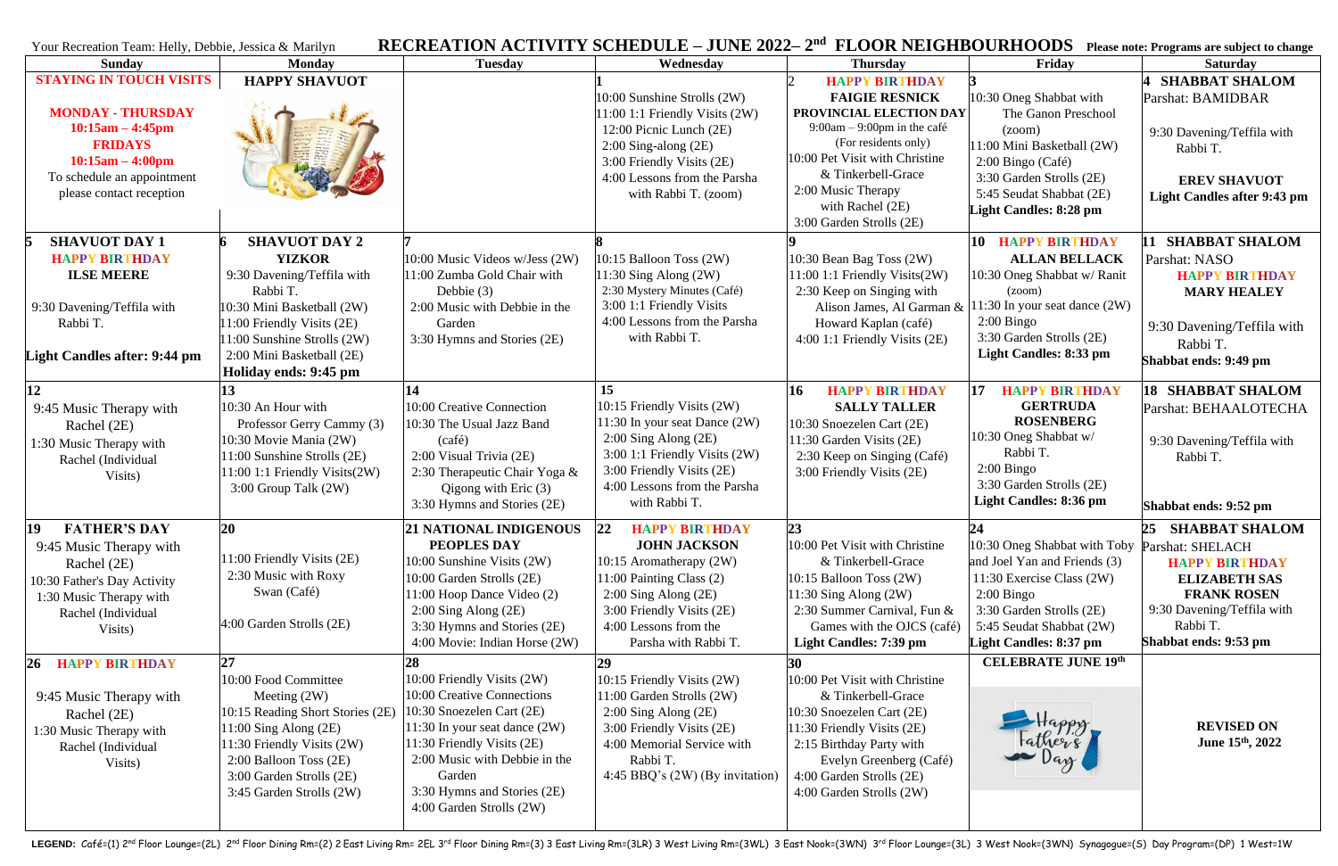Your Recreation Team: Helly, Debbie, Jessica & Marilyn

# RECREATION ACTIVITY SCHEDULE – JUNE 2022– 2nd FLOOR NEIGHBOURHOODS

**Please note: Programs are subject to change**

| Sunday | Monday | Tuesday | Wednesday | Thursday | Friday | Saturday |
|---|---|---|---|---|---|---|
| **STAYING IN TOUCH VISITS**<br><br>**MONDAY - THURSDAY**<br>**10:15am – 4:45pm**<br>**FRIDAYS**<br>**10:15am – 4:00pm**<br>To schedule an appointment please contact reception | **HAPPY SHAVUOT** | | **1**<br>10:00 Sunshine Strolls (2W)<br>11:00 1:1 Friendly Visits (2W)<br>12:00 Picnic Lunch (2E)<br>2:00 Sing-along (2E)<br>3:00 Friendly Visits (2E)<br>4:00 Lessons from the Parsha with Rabbi T. (zoom) | **2** **HAPPY BIRTHDAY**<br>**FAIGIE RESNICK**<br>**PROVINCIAL ELECTION DAY**<br>9:00am – 9:00pm in the café (For residents only)<br>10:00 Pet Visit with Christine & Tinkerbell-Grace<br>2:00 Music Therapy with Rachel (2E)<br>3:00 Garden Strolls (2E) | **3**<br>10:30 Oneg Shabbat with The Ganon Preschool (zoom)<br>11:00 Mini Basketball (2W)<br>2:00 Bingo (Café)<br>3:30 Garden Strolls (2E)<br>5:45 Seudat Shabbat (2E)<br>**Light Candles: 8:28 pm** | **4 SHABBAT SHALOM**<br>Parshat: BAMIDBAR<br><br>9:30 Davening/Teffila with Rabbi T.<br><br>**EREV SHAVUOT**<br>**Light Candles after 9:43 pm** |
| **5 SHAVUOT DAY 1**<br>**HAPPY BIRTHDAY**<br>**ILSE MEERE**<br><br>9:30 Davening/Teffila with Rabbi T.<br><br>**Light Candles after: 9:44 pm** | **6 SHAVUOT DAY 2**<br>**YIZKOR**<br>9:30 Davening/Teffila with Rabbi T.<br>10:30 Mini Basketball (2W)<br>11:00 Friendly Visits (2E)<br>11:00 Sunshine Strolls (2W)<br>2:00 Mini Basketball (2E)<br>**Holiday ends: 9:45 pm** | **7**<br>10:00 Music Videos w/Jess (2W)<br>11:00 Zumba Gold Chair with Debbie (3)<br>2:00 Music with Debbie in the Garden<br>3:30 Hymns and Stories (2E) | **8**<br>10:15 Balloon Toss (2W)<br>11:30 Sing Along (2W)<br>2:30 Mystery Minutes (Café)<br>3:00 1:1 Friendly Visits<br>4:00 Lessons from the Parsha with Rabbi T. | **9**<br>10:30 Bean Bag Toss (2W)<br>11:00 1:1 Friendly Visits(2W)<br>2:30 Keep on Singing with Alison James, Al Garman & Howard Kaplan (café)<br>4:00 1:1 Friendly Visits (2E) | **10 HAPPY BIRTHDAY**<br>**ALLAN BELLACK**<br>10:30 Oneg Shabbat w/ Ranit (zoom)<br>11:30 In your seat dance (2W)<br>2:00 Bingo<br>3:30 Garden Strolls (2E)<br>**Light Candles: 8:33 pm** | **11 SHABBAT SHALOM**<br>Parshat: NASO<br>**HAPPY BIRTHDAY**<br>**MARY HEALEY**<br><br>9:30 Davening/Teffila with Rabbi T.<br>**Shabbat ends: 9:49 pm** |
| **12**<br>9:45 Music Therapy with Rachel (2E)<br>1:30 Music Therapy with Rachel (Individual Visits) | **13**<br>10:30 An Hour with Professor Gerry Cammy (3)<br>10:30 Movie Mania (2W)<br>11:00 Sunshine Strolls (2E)<br>11:00 1:1 Friendly Visits(2W)<br>3:00 Group Talk (2W) | **14**<br>10:00 Creative Connection<br>10:30 The Usual Jazz Band (café)<br>2:00 Visual Trivia (2E)<br>2:30 Therapeutic Chair Yoga & Qigong with Eric (3)<br>3:30 Hymns and Stories (2E) | **15**<br>10:15 Friendly Visits (2W)<br>11:30 In your seat Dance (2W)<br>2:00 Sing Along (2E)<br>3:00 1:1 Friendly Visits (2W)<br>3:00 Friendly Visits (2E)<br>4:00 Lessons from the Parsha with Rabbi T. | **16 HAPPY BIRTHDAY**<br>**SALLY TALLER**<br>10:30 Snoezelen Cart (2E)<br>11:30 Garden Visits (2E)<br>2:30 Keep on Singing (Café)<br>3:00 Friendly Visits (2E) | **17 HAPPY BIRTHDAY**<br>**GERTRUDA ROSENBERG**<br>10:30 Oneg Shabbat w/ Rabbi T.<br>2:00 Bingo<br>3:30 Garden Strolls (2E)<br>**Light Candles: 8:36 pm** | **18 SHABBAT SHALOM**<br>Parshat: BEHAALOTECHA<br><br>9:30 Davening/Teffila with Rabbi T.<br><br>**Shabbat ends: 9:52 pm** |
| **19 FATHER'S DAY**<br>9:45 Music Therapy with Rachel (2E)<br>10:30 Father's Day Activity<br>1:30 Music Therapy with Rachel (Individual Visits) | **20**<br><br>11:00 Friendly Visits (2E)<br>2:30 Music with Roxy Swan (Café)<br><br>4:00 Garden Strolls (2E) | **21 NATIONAL INDIGENOUS PEOPLES DAY**<br>10:00 Sunshine Visits (2W)<br>10:00 Garden Strolls (2E)<br>11:00 Hoop Dance Video (2)<br>2:00 Sing Along (2E)<br>3:30 Hymns and Stories (2E)<br>4:00 Movie: Indian Horse (2W) | **22 HAPPY BIRTHDAY**<br>**JOHN JACKSON**<br>10:15 Aromatherapy (2W)<br>11:00 Painting Class (2)<br>2:00 Sing Along (2E)<br>3:00 Friendly Visits (2E)<br>4:00 Lessons from the Parsha with Rabbi T. | **23**<br>10:00 Pet Visit with Christine & Tinkerbell-Grace<br>10:15 Balloon Toss (2W)<br>11:30 Sing Along (2W)<br>2:30 Summer Carnival, Fun & Games with the OJCS (café)<br>**Light Candles: 7:39 pm** | **24**<br>10:30 Oneg Shabbat with Toby and Joel Yan and Friends (3)<br>11:30 Exercise Class (2W)<br>2:00 Bingo<br>3:30 Garden Strolls (2E)<br>5:45 Seudat Shabbat (2W)<br>**Light Candles: 8:37 pm** | **25 SHABBAT SHALOM**<br>Parshat: SHELACH<br>**HAPPY BIRTHDAY**<br>**ELIZABETH SAS**<br>**FRANK ROSEN**<br>9:30 Davening/Teffila with Rabbi T.<br>**Shabbat ends: 9:53 pm** |
| **26 HAPPY BIRTHDAY**<br><br>9:45 Music Therapy with Rachel (2E)<br>1:30 Music Therapy with Rachel (Individual Visits) | **27**<br>10:00 Food Committee Meeting (2W)<br>10:15 Reading Short Stories (2E)<br>11:00 Sing Along (2E)<br>11:30 Friendly Visits (2W)<br>2:00 Balloon Toss (2E)<br>3:00 Garden Strolls (2E)<br>3:45 Garden Strolls (2W) | **28**<br>10:00 Friendly Visits (2W)<br>10:00 Creative Connections<br>10:30 Snoezelen Cart (2E)<br>11:30 In your seat dance (2W)<br>11:30 Friendly Visits (2E)<br>2:00 Music with Debbie in the Garden<br>3:30 Hymns and Stories (2E)<br>4:00 Garden Strolls (2W) | **29**<br>10:15 Friendly Visits (2W)<br>11:00 Garden Strolls (2W)<br>2:00 Sing Along (2E)<br>3:00 Friendly Visits (2E)<br>4:00 Memorial Service with Rabbi T.<br>4:45 BBQ's (2W) (By invitation) | **30**<br>10:00 Pet Visit with Christine & Tinkerbell-Grace<br>10:30 Snoezelen Cart (2E)<br>11:30 Friendly Visits (2E)<br>2:15 Birthday Party with Evelyn Greenberg (Café)<br>4:00 Garden Strolls (2E)<br>4:00 Garden Strolls (2W) | **CELEBRATE JUNE 19th**<br><br>Happy Father's Day | **REVISED ON June 15th, 2022** |

**LEGEND:** Café=(1) 2nd Floor Lounge=(2L) 2nd Floor Dining Rm=(2) 2 East Living Rm= 2EL 3rd Floor Dining Rm=(3) 3 East Living Rm=(3LR) 3 West Living Rm=(3WL) 3 East Nook=(3WN) 3rd Floor Lounge=(3L) 3 West Nook=(3WN) Synagogue=(S) Day Program=(DP) 1 West=1W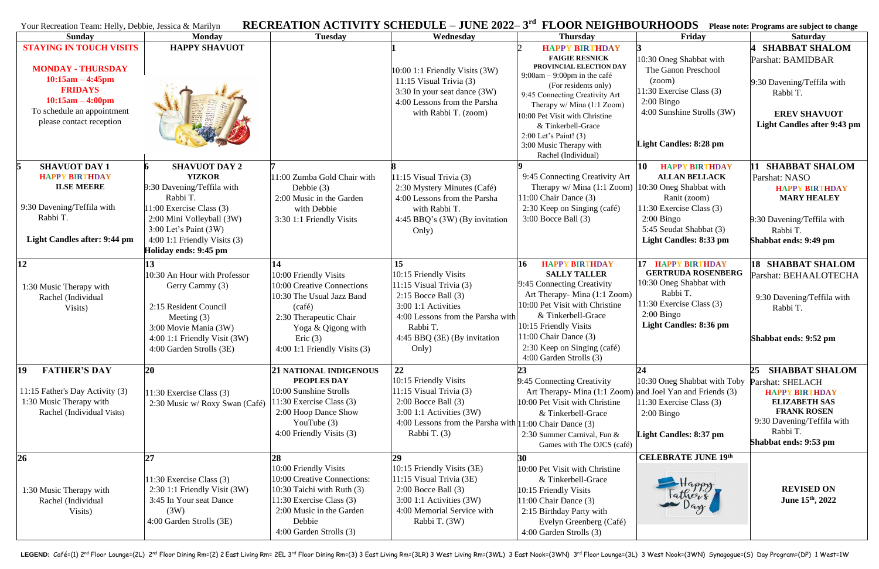Your Recreation Team: Helly, Debbie, Jessica & Marilyn

# RECREATION ACTIVITY SCHEDULE – JUNE 2022– 3rd FLOOR NEIGHBOURHOODS

**Please note: Programs are subject to change**

| Sunday | Monday | Tuesday | Wednesday | Thursday | Friday | Saturday |
|---|---|---|---|---|---|---|
| **STAYING IN TOUCH VISITS**<br><br>**MONDAY - THURSDAY**<br>**10:15am – 4:45pm**<br>**FRIDAYS**<br>**10:15am – 4:00pm**<br>To schedule an appointment please contact reception | **HAPPY SHAVUOT** | | **1**<br>10:00 1:1 Friendly Visits (3W)<br>11:15 Visual Trivia (3)<br>3:30 In your seat dance (3W)<br>4:00 Lessons from the Parsha with Rabbi T. (zoom) | **2** **HAPPY BIRTHDAY**<br>**FAIGIE RESNICK**<br>**PROVINCIAL ELECTION DAY**<br>9:00am – 9:00pm in the café (For residents only)<br>9:45 Connecting Creativity Art Therapy w/ Mina (1:1 Zoom)<br>10:00 Pet Visit with Christine & Tinkerbell-Grace<br>2:00 Let's Paint! (3)<br>3:00 Music Therapy with Rachel (Individual) | **3**<br>10:30 Oneg Shabbat with The Ganon Preschool (zoom)<br>11:30 Exercise Class (3)<br>2:00 Bingo<br>4:00 Sunshine Strolls (3W)<br><br>**Light Candles: 8:28 pm** | **4 SHABBAT SHALOM**<br>Parshat: BAMIDBAR<br><br>9:30 Davening/Teffila with Rabbi T.<br><br>**EREV SHAVUOT**<br>**Light Candles after 9:43 pm** |
| **5** **SHAVUOT DAY 1**<br>**HAPPY BIRTHDAY**<br>**ILSE MEERE**<br><br>9:30 Davening/Teffila with Rabbi T.<br><br>**Light Candles after: 9:44 pm** | **6** **SHAVUOT DAY 2**<br>**YIZKOR**<br>9:30 Davening/Teffila with Rabbi T.<br>11:00 Exercise Class (3)<br>2:00 Mini Volleyball (3W)<br>3:00 Let's Paint (3W)<br>4:00 1:1 Friendly Visits (3)<br>**Holiday ends: 9:45 pm** | **7**<br>11:00 Zumba Gold Chair with Debbie (3)<br>2:00 Music in the Garden with Debbie<br>3:30 1:1 Friendly Visits | **8**<br>11:15 Visual Trivia (3)<br>2:30 Mystery Minutes (Café)<br>4:00 Lessons from the Parsha with Rabbi T.<br>4:45 BBQ's (3W) (By invitation Only) | **9**<br>9:45 Connecting Creativity Art Therapy w/ Mina (1:1 Zoom)<br>11:00 Chair Dance (3)<br>2:30 Keep on Singing (café)<br>3:00 Bocce Ball (3) | **10** **HAPPY BIRTHDAY**<br>**ALLAN BELLACK**<br>10:30 Oneg Shabbat with Ranit (zoom)<br>11:30 Exercise Class (3)<br>2:00 Bingo<br>5:45 Seudat Shabbat (3)<br>**Light Candles: 8:33 pm** | **11 SHABBAT SHALOM**<br>Parshat: NASO<br>**HAPPY BIRTHDAY**<br>**MARY HEALEY**<br><br>9:30 Davening/Teffila with Rabbi T.<br>**Shabbat ends: 9:49 pm** |
| **12**<br><br>1:30 Music Therapy with Rachel (Individual Visits) | **13**<br>10:30 An Hour with Professor Gerry Cammy (3)<br><br>2:15 Resident Council Meeting (3)<br>3:00 Movie Mania (3W)<br>4:00 1:1 Friendly Visit (3W)<br>4:00 Garden Strolls (3E) | **14**<br>10:00 Friendly Visits<br>10:00 Creative Connections<br>10:30 The Usual Jazz Band (café)<br>2:30 Therapeutic Chair Yoga & Qigong with Eric (3)<br>4:00 1:1 Friendly Visits (3) | **15**<br>10:15 Friendly Visits<br>11:15 Visual Trivia (3)<br>2:15 Bocce Ball (3)<br>3:00 1:1 Activities<br>4:00 Lessons from the Parsha with Rabbi T.<br>4:45 BBQ (3E) (By invitation Only) | **16** **HAPPY BIRTHDAY**<br>**SALLY TALLER**<br>9:45 Connecting Creativity Art Therapy- Mina (1:1 Zoom)<br>10:00 Pet Visit with Christine & Tinkerbell-Grace<br>10:15 Friendly Visits<br>11:00 Chair Dance (3)<br>2:30 Keep on Singing (café)<br>4:00 Garden Strolls (3) | **17** **HAPPY BIRTHDAY**<br>**GERTRUDA ROSENBERG**<br>10:30 Oneg Shabbat with Rabbi T.<br>11:30 Exercise Class (3)<br>2:00 Bingo<br>**Light Candles: 8:36 pm** | **18 SHABBAT SHALOM**<br>Parshat: BEHAALOTECHA<br><br>9:30 Davening/Teffila with Rabbi T.<br><br>**Shabbat ends: 9:52 pm** |
| **19** **FATHER'S DAY**<br><br>11:15 Father's Day Activity (3)<br>1:30 Music Therapy with Rachel (Individual Visits) | **20**<br><br>11:30 Exercise Class (3)<br>2:30 Music w/ Roxy Swan (Café) | **21 NATIONAL INDIGENOUS PEOPLES DAY**<br>10:00 Sunshine Strolls<br>11:30 Exercise Class (3)<br>2:00 Hoop Dance Show YouTube (3)<br>4:00 Friendly Visits (3) | **22**<br>10:15 Friendly Visits<br>11:15 Visual Trivia (3)<br>2:00 Bocce Ball (3)<br>3:00 1:1 Activities (3W)<br>4:00 Lessons from the Parsha with Rabbi T. (3) | **23**<br>9:45 Connecting Creativity Art Therapy- Mina (1:1 Zoom)<br>10:00 Pet Visit with Christine & Tinkerbell-Grace<br>11:00 Chair Dance (3)<br>2:30 Summer Carnival, Fun & Games with The OJCS (café) | **24**<br>10:30 Oneg Shabbat with Toby and Joel Yan and Friends (3)<br>11:30 Exercise Class (3)<br>2:00 Bingo<br><br>**Light Candles: 8:37 pm** | **25 SHABBAT SHALOM**<br>Parshat: SHELACH<br>**HAPPY BIRTHDAY**<br>**ELIZABETH SAS**<br>**FRANK ROSEN**<br>9:30 Davening/Teffila with Rabbi T.<br>**Shabbat ends: 9:53 pm** |
| **26**<br><br>1:30 Music Therapy with Rachel (Individual Visits) | **27**<br><br>11:30 Exercise Class (3)<br>2:30 1:1 Friendly Visit (3W)<br>3:45 In Your seat Dance (3W)<br>4:00 Garden Strolls (3E) | **28**<br>10:00 Friendly Visits<br>10:00 Creative Connections:<br>10:30 Taichi with Ruth (3)<br>11:30 Exercise Class (3)<br>2:00 Music in the Garden Debbie<br>4:00 Garden Strolls (3) | **29**<br>10:15 Friendly Visits (3E)<br>11:15 Visual Trivia (3E)<br>2:00 Bocce Ball (3)<br>3:00 1:1 Activities (3W)<br>4:00 Memorial Service with Rabbi T. (3W) | **30**<br>10:00 Pet Visit with Christine & Tinkerbell-Grace<br>10:15 Friendly Visits<br>11:00 Chair Dance (3)<br>2:15 Birthday Party with Evelyn Greenberg (Café)<br>4:00 Garden Strolls (3) | **CELEBRATE JUNE 19th**<br>Happy Father's Day | **REVISED ON June 15th, 2022** |

**LEGEND:** Café=(1) 2nd Floor Lounge=(2L) 2nd Floor Dining Rm=(2) 2 East Living Rm= 2EL 3rd Floor Dining Rm=(3) 3 East Living Rm=(3LR) 3 West Living Rm=(3WL) 3 East Nook=(3WN) 3rd Floor Lounge=(3L) 3 West Nook=(3WN) Synagogue=(S) Day Program=(DP) 1 West=1W